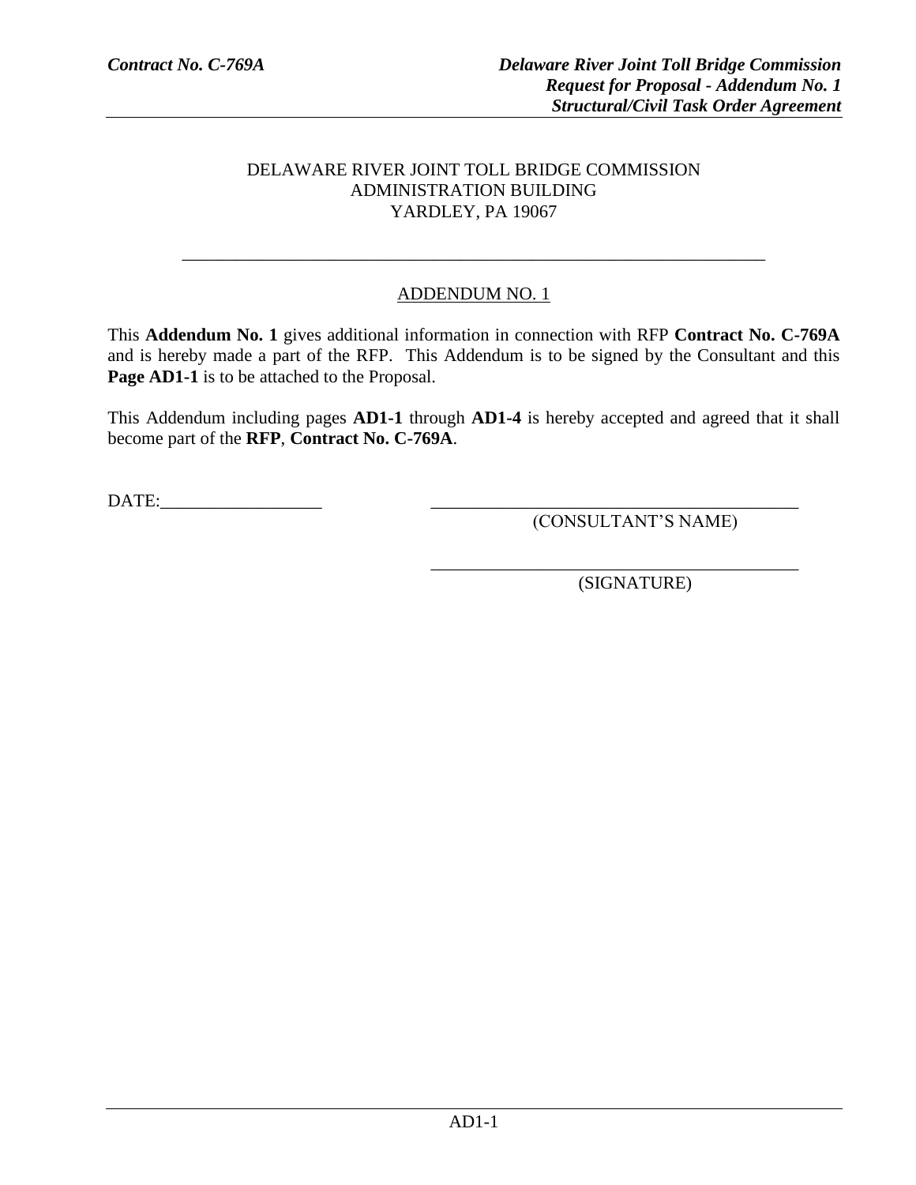DELAWARE RIVER JOINT TOLL BRIDGE COMMISSION
ADMINISTRATION BUILDING
YARDLEY, PA 19067

---

## ADDENDUM NO. 1

This **Addendum No. 1** gives additional information in connection with RFP **Contract No. C-769A** and is hereby made a part of the RFP. This Addendum is to be signed by the Consultant and this **Page AD1-1** is to be attached to the Proposal.

This Addendum including pages **AD1-1** through **AD1-4** is hereby accepted and agreed that it shall become part of the **RFP**, **Contract No. C-769A**.

DATE:__________________ __________________________________________
(CONSULTANT'S NAME)

__________________________________________
(SIGNATURE)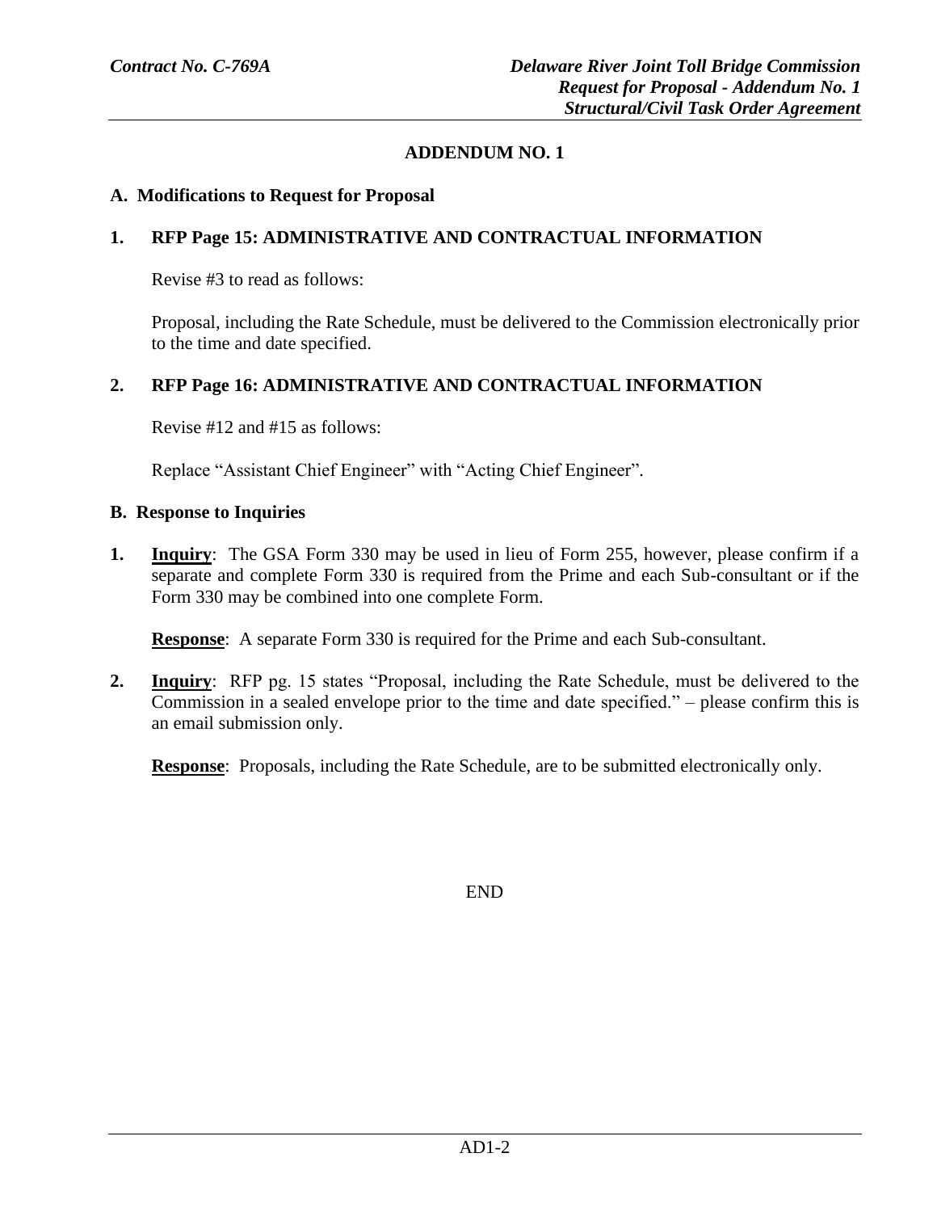## ADDENDUM NO. 1

### A. Modifications to Request for Proposal

**1. RFP Page 15: ADMINISTRATIVE AND CONTRACTUAL INFORMATION**

Revise #3 to read as follows:

Proposal, including the Rate Schedule, must be delivered to the Commission electronically prior to the time and date specified.

**2. RFP Page 16: ADMINISTRATIVE AND CONTRACTUAL INFORMATION**

Revise #12 and #15 as follows:

Replace "Assistant Chief Engineer" with "Acting Chief Engineer".

### B. Response to Inquiries

1. **Inquiry**: The GSA Form 330 may be used in lieu of Form 255, however, please confirm if a separate and complete Form 330 is required from the Prime and each Sub-consultant or if the Form 330 may be combined into one complete Form.

   **Response**: A separate Form 330 is required for the Prime and each Sub-consultant.

2. **Inquiry**: RFP pg. 15 states "Proposal, including the Rate Schedule, must be delivered to the Commission in a sealed envelope prior to the time and date specified." – please confirm this is an email submission only.

   **Response**: Proposals, including the Rate Schedule, are to be submitted electronically only.

END